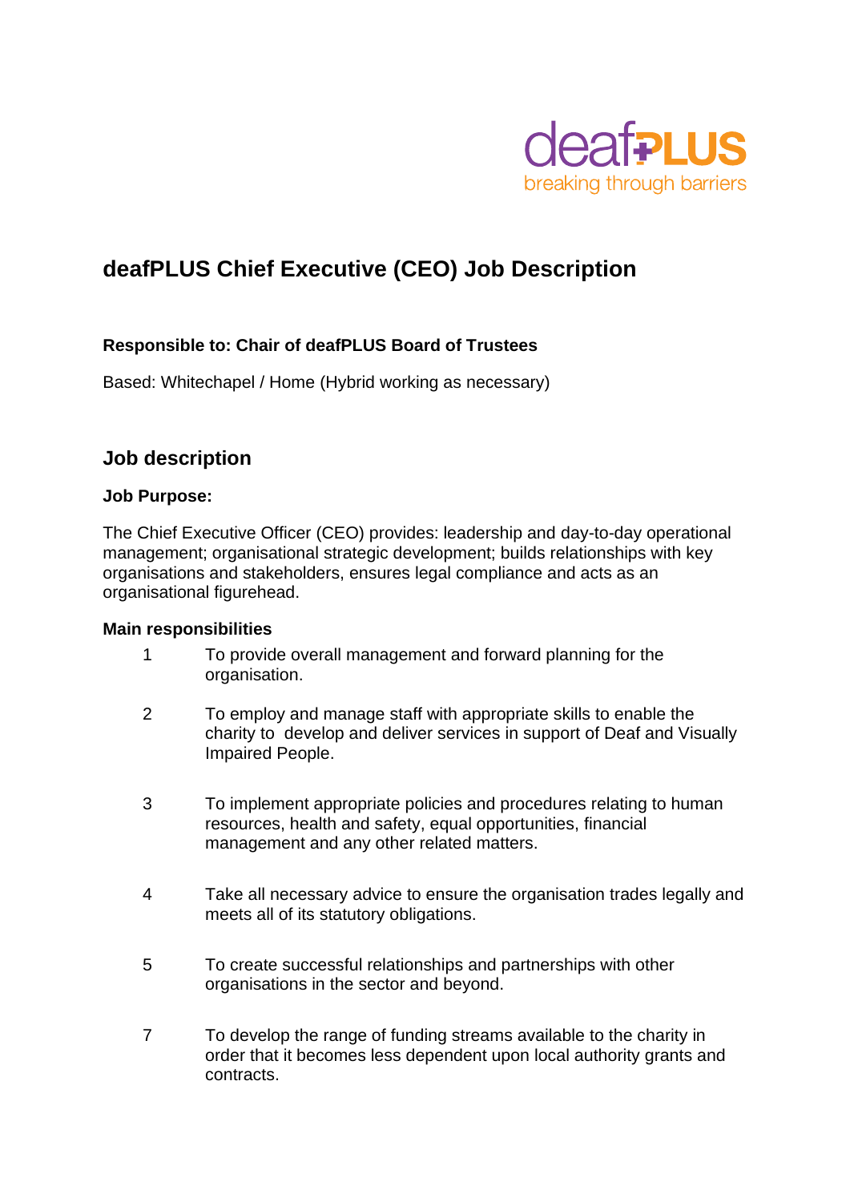deafPLUS
breaking through barriers

# deafPLUS Chief Executive (CEO) Job Description

**Responsible to: Chair of deafPLUS Board of Trustees**

Based: Whitechapel / Home (Hybrid working as necessary)

## Job description

**Job Purpose:**

The Chief Executive Officer (CEO) provides: leadership and day-to-day operational management; organisational strategic development; builds relationships with key organisations and stakeholders, ensures legal compliance and acts as an organisational figurehead.

**Main responsibilities**

1 To provide overall management and forward planning for the organisation.

2 To employ and manage staff with appropriate skills to enable the charity to develop and deliver services in support of Deaf and Visually Impaired People.

3 To implement appropriate policies and procedures relating to human resources, health and safety, equal opportunities, financial management and any other related matters.

4 Take all necessary advice to ensure the organisation trades legally and meets all of its statutory obligations.

5 To create successful relationships and partnerships with other organisations in the sector and beyond.

7 To develop the range of funding streams available to the charity in order that it becomes less dependent upon local authority grants and contracts.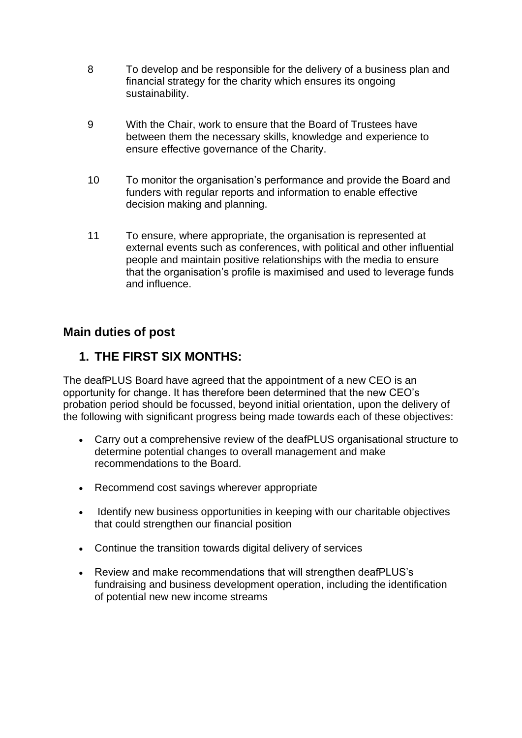8. To develop and be responsible for the delivery of a business plan and financial strategy for the charity which ensures its ongoing sustainability.

9. With the Chair, work to ensure that the Board of Trustees have between them the necessary skills, knowledge and experience to ensure effective governance of the Charity.

10. To monitor the organisation's performance and provide the Board and funders with regular reports and information to enable effective decision making and planning.

11. To ensure, where appropriate, the organisation is represented at external events such as conferences, with political and other influential people and maintain positive relationships with the media to ensure that the organisation's profile is maximised and used to leverage funds and influence.

## Main duties of post

### 1. THE FIRST SIX MONTHS:

The deafPLUS Board have agreed that the appointment of a new CEO is an opportunity for change. It has therefore been determined that the new CEO's probation period should be focussed, beyond initial orientation, upon the delivery of the following with significant progress being made towards each of these objectives:

- Carry out a comprehensive review of the deafPLUS organisational structure to determine potential changes to overall management and make recommendations to the Board.
- Recommend cost savings wherever appropriate
- Identify new business opportunities in keeping with our charitable objectives that could strengthen our financial position
- Continue the transition towards digital delivery of services
- Review and make recommendations that will strengthen deafPLUS's fundraising and business development operation, including the identification of potential new new income streams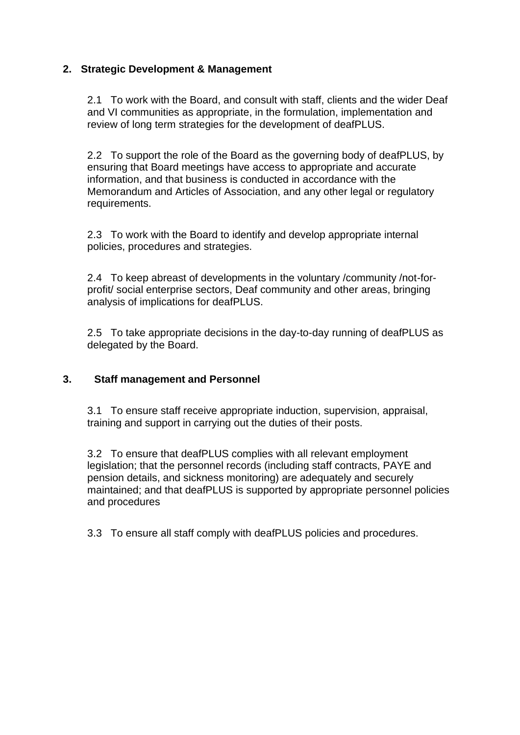## 2. Strategic Development & Management

2.1 To work with the Board, and consult with staff, clients and the wider Deaf and VI communities as appropriate, in the formulation, implementation and review of long term strategies for the development of deafPLUS.

2.2 To support the role of the Board as the governing body of deafPLUS, by ensuring that Board meetings have access to appropriate and accurate information, and that business is conducted in accordance with the Memorandum and Articles of Association, and any other legal or regulatory requirements.

2.3 To work with the Board to identify and develop appropriate internal policies, procedures and strategies.

2.4 To keep abreast of developments in the voluntary /community /not-for-profit/ social enterprise sectors, Deaf community and other areas, bringing analysis of implications for deafPLUS.

2.5 To take appropriate decisions in the day-to-day running of deafPLUS as delegated by the Board.

## 3. Staff management and Personnel

3.1 To ensure staff receive appropriate induction, supervision, appraisal, training and support in carrying out the duties of their posts.

3.2 To ensure that deafPLUS complies with all relevant employment legislation; that the personnel records (including staff contracts, PAYE and pension details, and sickness monitoring) are adequately and securely maintained; and that deafPLUS is supported by appropriate personnel policies and procedures

3.3 To ensure all staff comply with deafPLUS policies and procedures.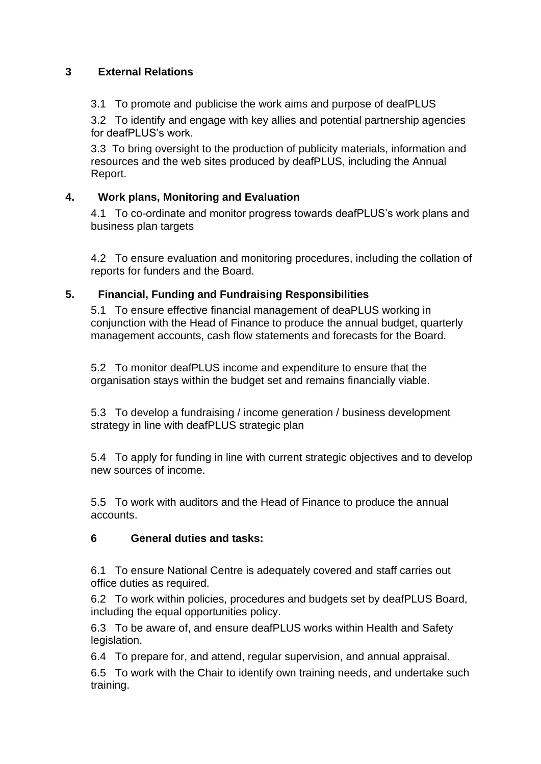## 3 External Relations

3.1 To promote and publicise the work aims and purpose of deafPLUS

3.2 To identify and engage with key allies and potential partnership agencies for deafPLUS's work.

3.3 To bring oversight to the production of publicity materials, information and resources and the web sites produced by deafPLUS, including the Annual Report.

## 4. Work plans, Monitoring and Evaluation

4.1 To co-ordinate and monitor progress towards deafPLUS's work plans and business plan targets

4.2 To ensure evaluation and monitoring procedures, including the collation of reports for funders and the Board.

## 5. Financial, Funding and Fundraising Responsibilities

5.1 To ensure effective financial management of deaPLUS working in conjunction with the Head of Finance to produce the annual budget, quarterly management accounts, cash flow statements and forecasts for the Board.

5.2 To monitor deafPLUS income and expenditure to ensure that the organisation stays within the budget set and remains financially viable.

5.3 To develop a fundraising / income generation / business development strategy in line with deafPLUS strategic plan

5.4 To apply for funding in line with current strategic objectives and to develop new sources of income.

5.5 To work with auditors and the Head of Finance to produce the annual accounts.

## 6 General duties and tasks:

6.1 To ensure National Centre is adequately covered and staff carries out office duties as required.

6.2 To work within policies, procedures and budgets set by deafPLUS Board, including the equal opportunities policy.

6.3 To be aware of, and ensure deafPLUS works within Health and Safety legislation.

6.4 To prepare for, and attend, regular supervision, and annual appraisal.

6.5 To work with the Chair to identify own training needs, and undertake such training.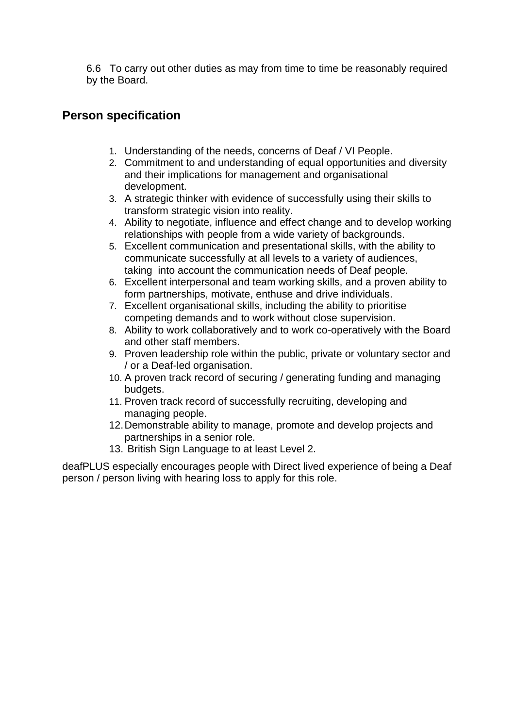6.6 To carry out other duties as may from time to time be reasonably required by the Board.

## Person specification

1. Understanding of the needs, concerns of Deaf / VI People.
2. Commitment to and understanding of equal opportunities and diversity and their implications for management and organisational development.
3. A strategic thinker with evidence of successfully using their skills to transform strategic vision into reality.
4. Ability to negotiate, influence and effect change and to develop working relationships with people from a wide variety of backgrounds.
5. Excellent communication and presentational skills, with the ability to communicate successfully at all levels to a variety of audiences, taking into account the communication needs of Deaf people.
6. Excellent interpersonal and team working skills, and a proven ability to form partnerships, motivate, enthuse and drive individuals.
7. Excellent organisational skills, including the ability to prioritise competing demands and to work without close supervision.
8. Ability to work collaboratively and to work co-operatively with the Board and other staff members.
9. Proven leadership role within the public, private or voluntary sector and / or a Deaf-led organisation.
10. A proven track record of securing / generating funding and managing budgets.
11. Proven track record of successfully recruiting, developing and managing people.
12. Demonstrable ability to manage, promote and develop projects and partnerships in a senior role.
13. British Sign Language to at least Level 2.

deafPLUS especially encourages people with Direct lived experience of being a Deaf person / person living with hearing loss to apply for this role.